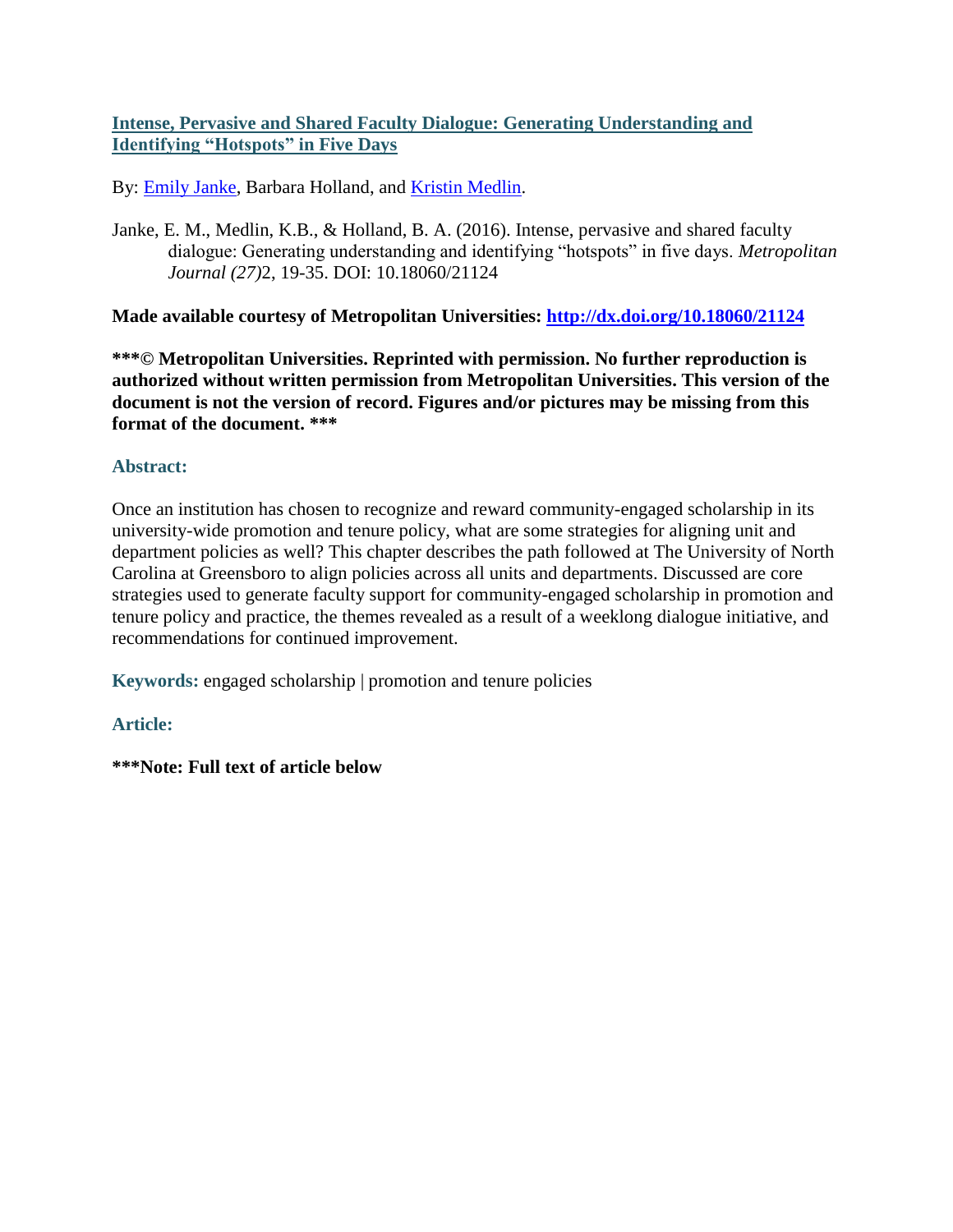# Intense, Pervasive and Shared Faculty Dialogue: Generating Understanding and Identifying "Hotspots" in Five Days

By: Emily Janke, Barbara Holland, and Kristin Medlin.

Janke, E. M., Medlin, K.B., & Holland, B. A. (2016). Intense, pervasive and shared faculty dialogue: Generating understanding and identifying "hotspots" in five days. *Metropolitan Journal (27)*2, 19-35. DOI: 10.18060/21124

**Made available courtesy of Metropolitan Universities: http://dx.doi.org/10.18060/21124**

**\*\*\*© Metropolitan Universities. Reprinted with permission. No further reproduction is authorized without written permission from Metropolitan Universities. This version of the document is not the version of record. Figures and/or pictures may be missing from this format of the document. \*\*\***

## Abstract:

Once an institution has chosen to recognize and reward community-engaged scholarship in its university-wide promotion and tenure policy, what are some strategies for aligning unit and department policies as well? This chapter describes the path followed at The University of North Carolina at Greensboro to align policies across all units and departments. Discussed are core strategies used to generate faculty support for community-engaged scholarship in promotion and tenure policy and practice, the themes revealed as a result of a weeklong dialogue initiative, and recommendations for continued improvement.

**Keywords:** engaged scholarship | promotion and tenure policies

## Article:

**\*\*\*Note: Full text of article below**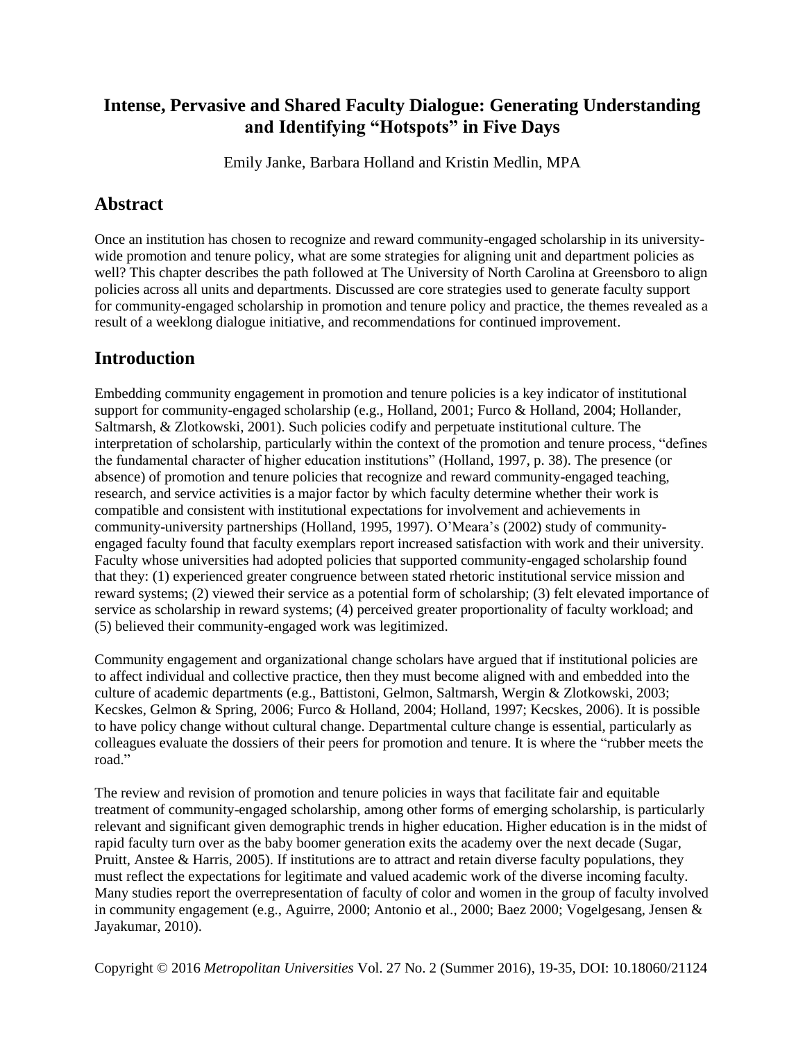# Intense, Pervasive and Shared Faculty Dialogue: Generating Understanding and Identifying "Hotspots" in Five Days

Emily Janke, Barbara Holland and Kristin Medlin, MPA

## Abstract

Once an institution has chosen to recognize and reward community-engaged scholarship in its university-wide promotion and tenure policy, what are some strategies for aligning unit and department policies as well? This chapter describes the path followed at The University of North Carolina at Greensboro to align policies across all units and departments. Discussed are core strategies used to generate faculty support for community-engaged scholarship in promotion and tenure policy and practice, the themes revealed as a result of a weeklong dialogue initiative, and recommendations for continued improvement.

## Introduction

Embedding community engagement in promotion and tenure policies is a key indicator of institutional support for community-engaged scholarship (e.g., Holland, 2001; Furco & Holland, 2004; Hollander, Saltmarsh, & Zlotkowski, 2001). Such policies codify and perpetuate institutional culture. The interpretation of scholarship, particularly within the context of the promotion and tenure process, "defines the fundamental character of higher education institutions" (Holland, 1997, p. 38). The presence (or absence) of promotion and tenure policies that recognize and reward community-engaged teaching, research, and service activities is a major factor by which faculty determine whether their work is compatible and consistent with institutional expectations for involvement and achievements in community-university partnerships (Holland, 1995, 1997). O'Meara's (2002) study of community-engaged faculty found that faculty exemplars report increased satisfaction with work and their university. Faculty whose universities had adopted policies that supported community-engaged scholarship found that they: (1) experienced greater congruence between stated rhetoric institutional service mission and reward systems; (2) viewed their service as a potential form of scholarship; (3) felt elevated importance of service as scholarship in reward systems; (4) perceived greater proportionality of faculty workload; and (5) believed their community-engaged work was legitimized.

Community engagement and organizational change scholars have argued that if institutional policies are to affect individual and collective practice, then they must become aligned with and embedded into the culture of academic departments (e.g., Battistoni, Gelmon, Saltmarsh, Wergin & Zlotkowski, 2003; Kecskes, Gelmon & Spring, 2006; Furco & Holland, 2004; Holland, 1997; Kecskes, 2006). It is possible to have policy change without cultural change. Departmental culture change is essential, particularly as colleagues evaluate the dossiers of their peers for promotion and tenure. It is where the "rubber meets the road."

The review and revision of promotion and tenure policies in ways that facilitate fair and equitable treatment of community-engaged scholarship, among other forms of emerging scholarship, is particularly relevant and significant given demographic trends in higher education. Higher education is in the midst of rapid faculty turn over as the baby boomer generation exits the academy over the next decade (Sugar, Pruitt, Anstee & Harris, 2005). If institutions are to attract and retain diverse faculty populations, they must reflect the expectations for legitimate and valued academic work of the diverse incoming faculty. Many studies report the overrepresentation of faculty of color and women in the group of faculty involved in community engagement (e.g., Aguirre, 2000; Antonio et al., 2000; Baez 2000; Vogelgesang, Jensen & Jayakumar, 2010).

Copyright © 2016 *Metropolitan Universities* Vol. 27 No. 2 (Summer 2016), 19-35, DOI: 10.18060/21124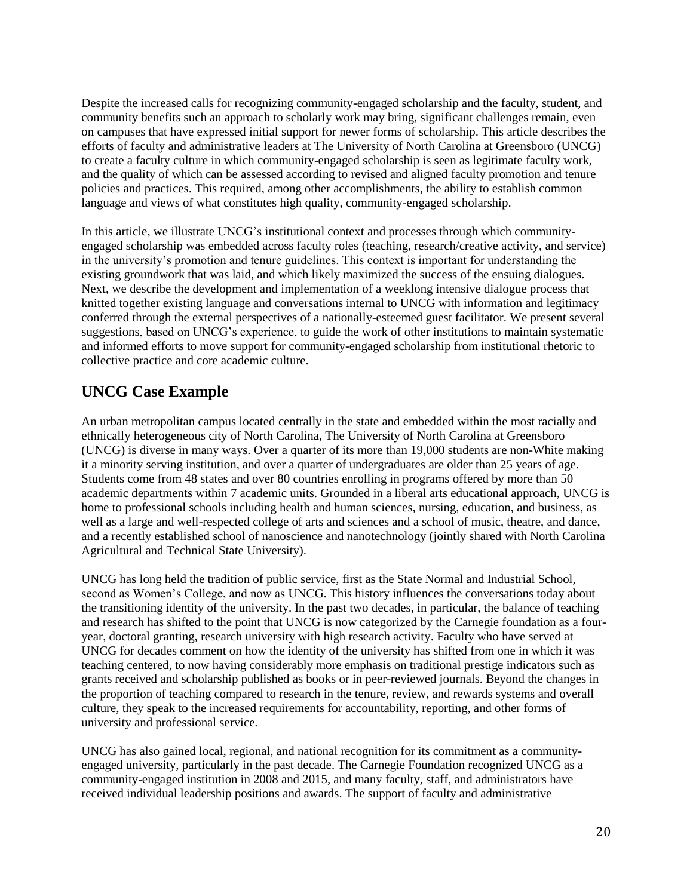Despite the increased calls for recognizing community-engaged scholarship and the faculty, student, and community benefits such an approach to scholarly work may bring, significant challenges remain, even on campuses that have expressed initial support for newer forms of scholarship. This article describes the efforts of faculty and administrative leaders at The University of North Carolina at Greensboro (UNCG) to create a faculty culture in which community-engaged scholarship is seen as legitimate faculty work, and the quality of which can be assessed according to revised and aligned faculty promotion and tenure policies and practices. This required, among other accomplishments, the ability to establish common language and views of what constitutes high quality, community-engaged scholarship.

In this article, we illustrate UNCG's institutional context and processes through which community-engaged scholarship was embedded across faculty roles (teaching, research/creative activity, and service) in the university's promotion and tenure guidelines. This context is important for understanding the existing groundwork that was laid, and which likely maximized the success of the ensuing dialogues. Next, we describe the development and implementation of a weeklong intensive dialogue process that knitted together existing language and conversations internal to UNCG with information and legitimacy conferred through the external perspectives of a nationally-esteemed guest facilitator. We present several suggestions, based on UNCG's experience, to guide the work of other institutions to maintain systematic and informed efforts to move support for community-engaged scholarship from institutional rhetoric to collective practice and core academic culture.

## UNCG Case Example

An urban metropolitan campus located centrally in the state and embedded within the most racially and ethnically heterogeneous city of North Carolina, The University of North Carolina at Greensboro (UNCG) is diverse in many ways. Over a quarter of its more than 19,000 students are non-White making it a minority serving institution, and over a quarter of undergraduates are older than 25 years of age. Students come from 48 states and over 80 countries enrolling in programs offered by more than 50 academic departments within 7 academic units. Grounded in a liberal arts educational approach, UNCG is home to professional schools including health and human sciences, nursing, education, and business, as well as a large and well-respected college of arts and sciences and a school of music, theatre, and dance, and a recently established school of nanoscience and nanotechnology (jointly shared with North Carolina Agricultural and Technical State University).

UNCG has long held the tradition of public service, first as the State Normal and Industrial School, second as Women's College, and now as UNCG. This history influences the conversations today about the transitioning identity of the university. In the past two decades, in particular, the balance of teaching and research has shifted to the point that UNCG is now categorized by the Carnegie foundation as a four-year, doctoral granting, research university with high research activity. Faculty who have served at UNCG for decades comment on how the identity of the university has shifted from one in which it was teaching centered, to now having considerably more emphasis on traditional prestige indicators such as grants received and scholarship published as books or in peer-reviewed journals. Beyond the changes in the proportion of teaching compared to research in the tenure, review, and rewards systems and overall culture, they speak to the increased requirements for accountability, reporting, and other forms of university and professional service.

UNCG has also gained local, regional, and national recognition for its commitment as a community-engaged university, particularly in the past decade. The Carnegie Foundation recognized UNCG as a community-engaged institution in 2008 and 2015, and many faculty, staff, and administrators have received individual leadership positions and awards. The support of faculty and administrative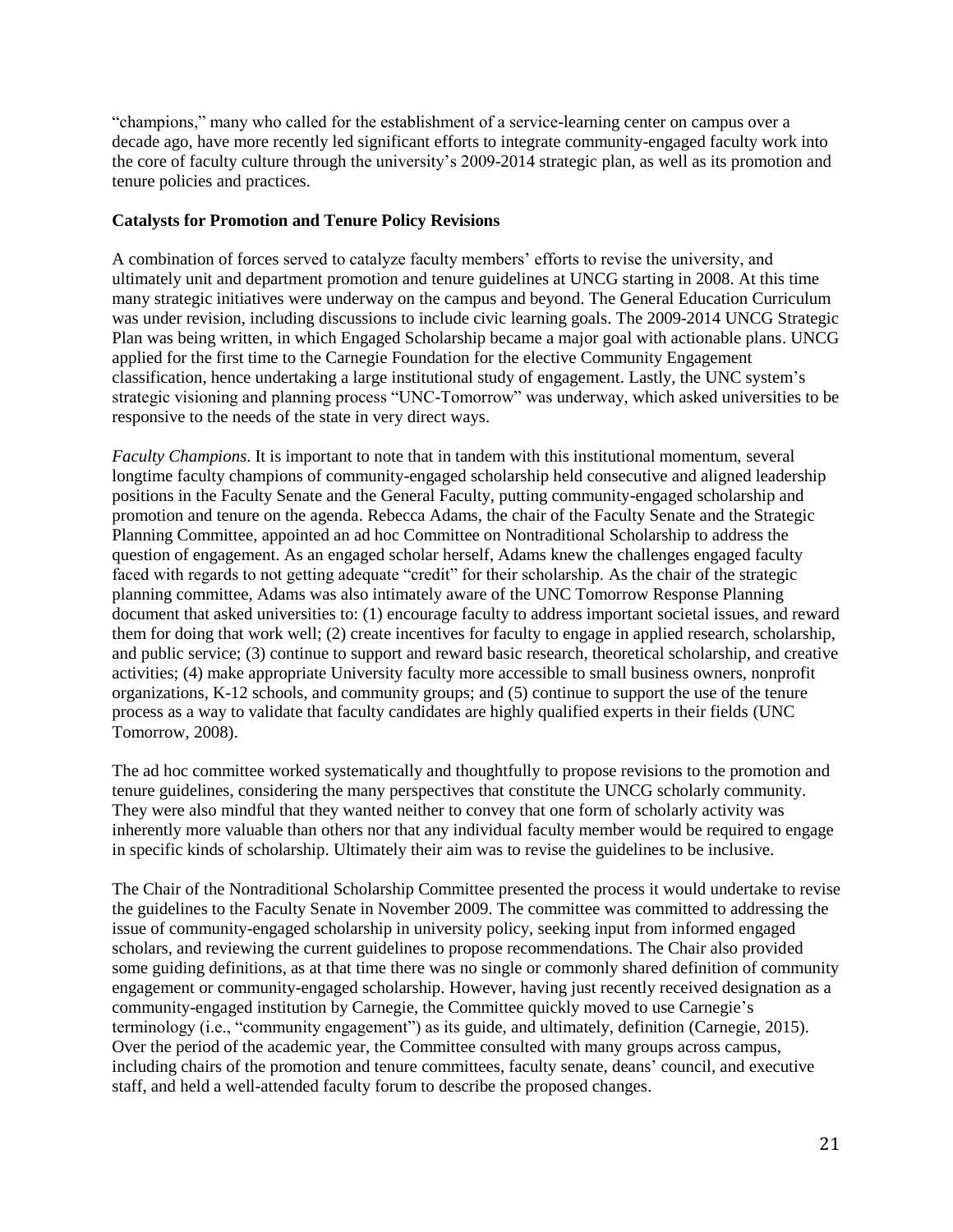"champions," many who called for the establishment of a service-learning center on campus over a decade ago, have more recently led significant efforts to integrate community-engaged faculty work into the core of faculty culture through the university's 2009-2014 strategic plan, as well as its promotion and tenure policies and practices.

**Catalysts for Promotion and Tenure Policy Revisions**

A combination of forces served to catalyze faculty members' efforts to revise the university, and ultimately unit and department promotion and tenure guidelines at UNCG starting in 2008. At this time many strategic initiatives were underway on the campus and beyond. The General Education Curriculum was under revision, including discussions to include civic learning goals. The 2009-2014 UNCG Strategic Plan was being written, in which Engaged Scholarship became a major goal with actionable plans. UNCG applied for the first time to the Carnegie Foundation for the elective Community Engagement classification, hence undertaking a large institutional study of engagement. Lastly, the UNC system's strategic visioning and planning process "UNC-Tomorrow" was underway, which asked universities to be responsive to the needs of the state in very direct ways.

*Faculty Champions*. It is important to note that in tandem with this institutional momentum, several longtime faculty champions of community-engaged scholarship held consecutive and aligned leadership positions in the Faculty Senate and the General Faculty, putting community-engaged scholarship and promotion and tenure on the agenda. Rebecca Adams, the chair of the Faculty Senate and the Strategic Planning Committee, appointed an ad hoc Committee on Nontraditional Scholarship to address the question of engagement. As an engaged scholar herself, Adams knew the challenges engaged faculty faced with regards to not getting adequate "credit" for their scholarship. As the chair of the strategic planning committee, Adams was also intimately aware of the UNC Tomorrow Response Planning document that asked universities to: (1) encourage faculty to address important societal issues, and reward them for doing that work well; (2) create incentives for faculty to engage in applied research, scholarship, and public service; (3) continue to support and reward basic research, theoretical scholarship, and creative activities; (4) make appropriate University faculty more accessible to small business owners, nonprofit organizations, K-12 schools, and community groups; and (5) continue to support the use of the tenure process as a way to validate that faculty candidates are highly qualified experts in their fields (UNC Tomorrow, 2008).

The ad hoc committee worked systematically and thoughtfully to propose revisions to the promotion and tenure guidelines, considering the many perspectives that constitute the UNCG scholarly community. They were also mindful that they wanted neither to convey that one form of scholarly activity was inherently more valuable than others nor that any individual faculty member would be required to engage in specific kinds of scholarship. Ultimately their aim was to revise the guidelines to be inclusive.

The Chair of the Nontraditional Scholarship Committee presented the process it would undertake to revise the guidelines to the Faculty Senate in November 2009. The committee was committed to addressing the issue of community-engaged scholarship in university policy, seeking input from informed engaged scholars, and reviewing the current guidelines to propose recommendations. The Chair also provided some guiding definitions, as at that time there was no single or commonly shared definition of community engagement or community-engaged scholarship. However, having just recently received designation as a community-engaged institution by Carnegie, the Committee quickly moved to use Carnegie's terminology (i.e., "community engagement") as its guide, and ultimately, definition (Carnegie, 2015). Over the period of the academic year, the Committee consulted with many groups across campus, including chairs of the promotion and tenure committees, faculty senate, deans' council, and executive staff, and held a well-attended faculty forum to describe the proposed changes.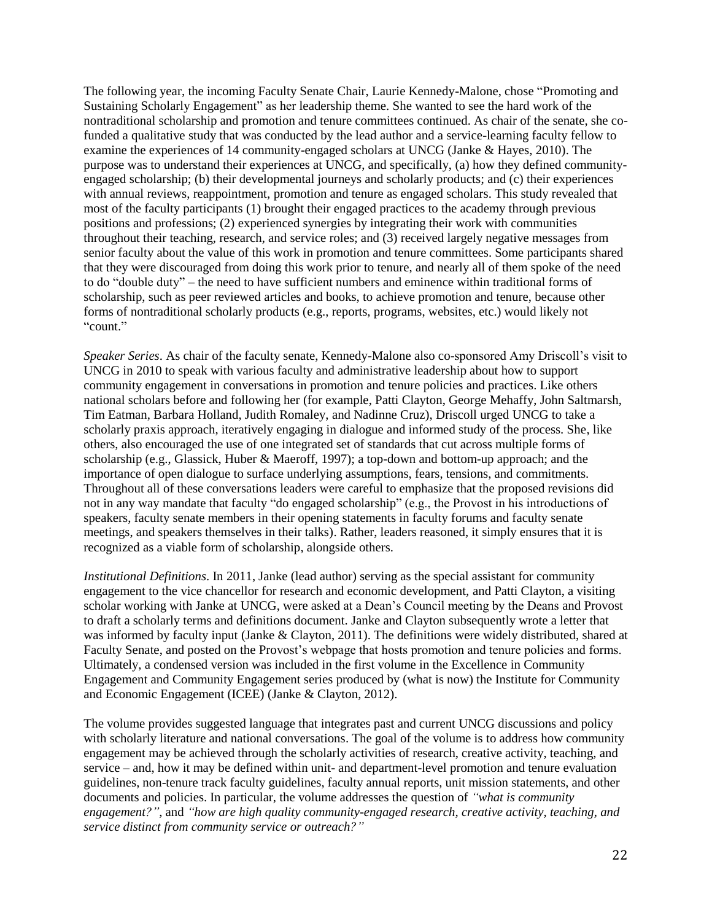The following year, the incoming Faculty Senate Chair, Laurie Kennedy-Malone, chose "Promoting and Sustaining Scholarly Engagement" as her leadership theme. She wanted to see the hard work of the nontraditional scholarship and promotion and tenure committees continued. As chair of the senate, she co-funded a qualitative study that was conducted by the lead author and a service-learning faculty fellow to examine the experiences of 14 community-engaged scholars at UNCG (Janke & Hayes, 2010). The purpose was to understand their experiences at UNCG, and specifically, (a) how they defined community-engaged scholarship; (b) their developmental journeys and scholarly products; and (c) their experiences with annual reviews, reappointment, promotion and tenure as engaged scholars. This study revealed that most of the faculty participants (1) brought their engaged practices to the academy through previous positions and professions; (2) experienced synergies by integrating their work with communities throughout their teaching, research, and service roles; and (3) received largely negative messages from senior faculty about the value of this work in promotion and tenure committees. Some participants shared that they were discouraged from doing this work prior to tenure, and nearly all of them spoke of the need to do "double duty" – the need to have sufficient numbers and eminence within traditional forms of scholarship, such as peer reviewed articles and books, to achieve promotion and tenure, because other forms of nontraditional scholarly products (e.g., reports, programs, websites, etc.) would likely not "count."

*Speaker Series*. As chair of the faculty senate, Kennedy-Malone also co-sponsored Amy Driscoll's visit to UNCG in 2010 to speak with various faculty and administrative leadership about how to support community engagement in conversations in promotion and tenure policies and practices. Like others national scholars before and following her (for example, Patti Clayton, George Mehaffy, John Saltmarsh, Tim Eatman, Barbara Holland, Judith Romaley, and Nadinne Cruz), Driscoll urged UNCG to take a scholarly praxis approach, iteratively engaging in dialogue and informed study of the process. She, like others, also encouraged the use of one integrated set of standards that cut across multiple forms of scholarship (e.g., Glassick, Huber & Maeroff, 1997); a top-down and bottom-up approach; and the importance of open dialogue to surface underlying assumptions, fears, tensions, and commitments. Throughout all of these conversations leaders were careful to emphasize that the proposed revisions did not in any way mandate that faculty "do engaged scholarship" (e.g., the Provost in his introductions of speakers, faculty senate members in their opening statements in faculty forums and faculty senate meetings, and speakers themselves in their talks). Rather, leaders reasoned, it simply ensures that it is recognized as a viable form of scholarship, alongside others.

*Institutional Definitions*. In 2011, Janke (lead author) serving as the special assistant for community engagement to the vice chancellor for research and economic development, and Patti Clayton, a visiting scholar working with Janke at UNCG, were asked at a Dean's Council meeting by the Deans and Provost to draft a scholarly terms and definitions document. Janke and Clayton subsequently wrote a letter that was informed by faculty input (Janke & Clayton, 2011). The definitions were widely distributed, shared at Faculty Senate, and posted on the Provost's webpage that hosts promotion and tenure policies and forms. Ultimately, a condensed version was included in the first volume in the Excellence in Community Engagement and Community Engagement series produced by (what is now) the Institute for Community and Economic Engagement (ICEE) (Janke & Clayton, 2012).

The volume provides suggested language that integrates past and current UNCG discussions and policy with scholarly literature and national conversations. The goal of the volume is to address how community engagement may be achieved through the scholarly activities of research, creative activity, teaching, and service – and, how it may be defined within unit- and department-level promotion and tenure evaluation guidelines, non-tenure track faculty guidelines, faculty annual reports, unit mission statements, and other documents and policies. In particular, the volume addresses the question of *"what is community engagement?"*, and *"how are high quality community-engaged research, creative activity, teaching, and service distinct from community service or outreach?"*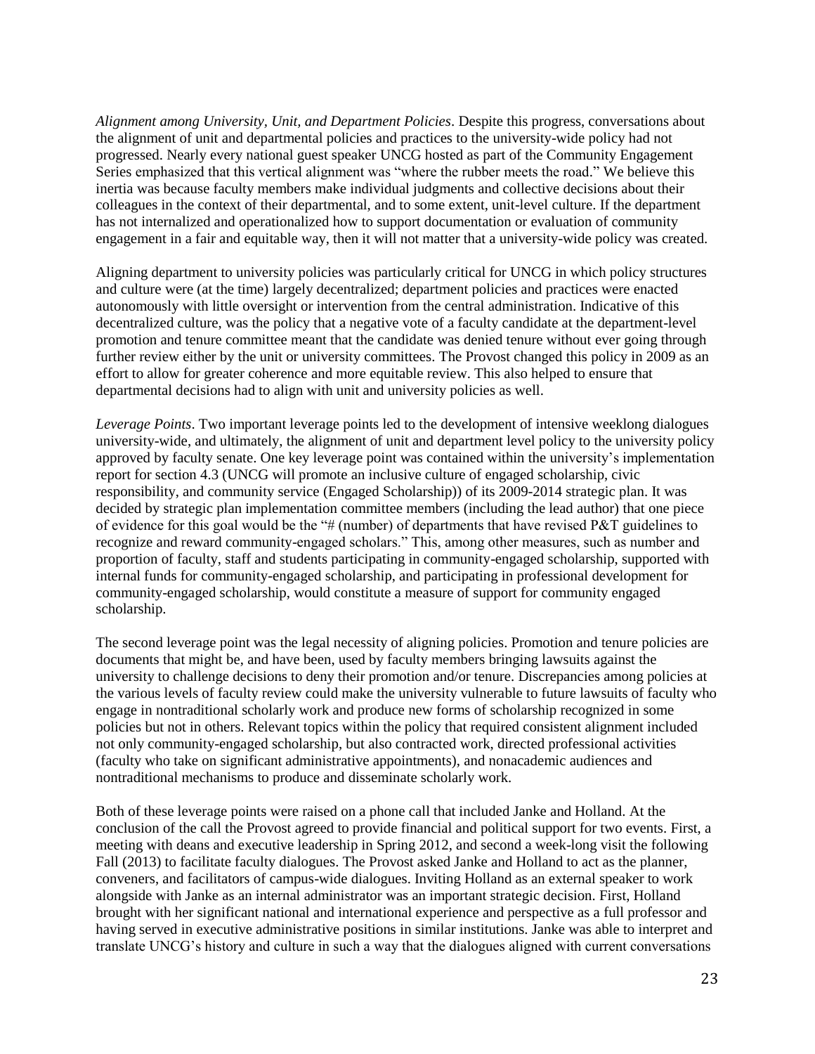*Alignment among University, Unit, and Department Policies*. Despite this progress, conversations about the alignment of unit and departmental policies and practices to the university-wide policy had not progressed. Nearly every national guest speaker UNCG hosted as part of the Community Engagement Series emphasized that this vertical alignment was "where the rubber meets the road." We believe this inertia was because faculty members make individual judgments and collective decisions about their colleagues in the context of their departmental, and to some extent, unit-level culture. If the department has not internalized and operationalized how to support documentation or evaluation of community engagement in a fair and equitable way, then it will not matter that a university-wide policy was created.

Aligning department to university policies was particularly critical for UNCG in which policy structures and culture were (at the time) largely decentralized; department policies and practices were enacted autonomously with little oversight or intervention from the central administration. Indicative of this decentralized culture, was the policy that a negative vote of a faculty candidate at the department-level promotion and tenure committee meant that the candidate was denied tenure without ever going through further review either by the unit or university committees. The Provost changed this policy in 2009 as an effort to allow for greater coherence and more equitable review. This also helped to ensure that departmental decisions had to align with unit and university policies as well.

*Leverage Points*. Two important leverage points led to the development of intensive weeklong dialogues university-wide, and ultimately, the alignment of unit and department level policy to the university policy approved by faculty senate. One key leverage point was contained within the university's implementation report for section 4.3 (UNCG will promote an inclusive culture of engaged scholarship, civic responsibility, and community service (Engaged Scholarship)) of its 2009-2014 strategic plan. It was decided by strategic plan implementation committee members (including the lead author) that one piece of evidence for this goal would be the "# (number) of departments that have revised P&T guidelines to recognize and reward community-engaged scholars." This, among other measures, such as number and proportion of faculty, staff and students participating in community-engaged scholarship, supported with internal funds for community-engaged scholarship, and participating in professional development for community-engaged scholarship, would constitute a measure of support for community engaged scholarship.

The second leverage point was the legal necessity of aligning policies. Promotion and tenure policies are documents that might be, and have been, used by faculty members bringing lawsuits against the university to challenge decisions to deny their promotion and/or tenure. Discrepancies among policies at the various levels of faculty review could make the university vulnerable to future lawsuits of faculty who engage in nontraditional scholarly work and produce new forms of scholarship recognized in some policies but not in others. Relevant topics within the policy that required consistent alignment included not only community-engaged scholarship, but also contracted work, directed professional activities (faculty who take on significant administrative appointments), and nonacademic audiences and nontraditional mechanisms to produce and disseminate scholarly work.

Both of these leverage points were raised on a phone call that included Janke and Holland. At the conclusion of the call the Provost agreed to provide financial and political support for two events. First, a meeting with deans and executive leadership in Spring 2012, and second a week-long visit the following Fall (2013) to facilitate faculty dialogues. The Provost asked Janke and Holland to act as the planner, conveners, and facilitators of campus-wide dialogues. Inviting Holland as an external speaker to work alongside with Janke as an internal administrator was an important strategic decision. First, Holland brought with her significant national and international experience and perspective as a full professor and having served in executive administrative positions in similar institutions. Janke was able to interpret and translate UNCG's history and culture in such a way that the dialogues aligned with current conversations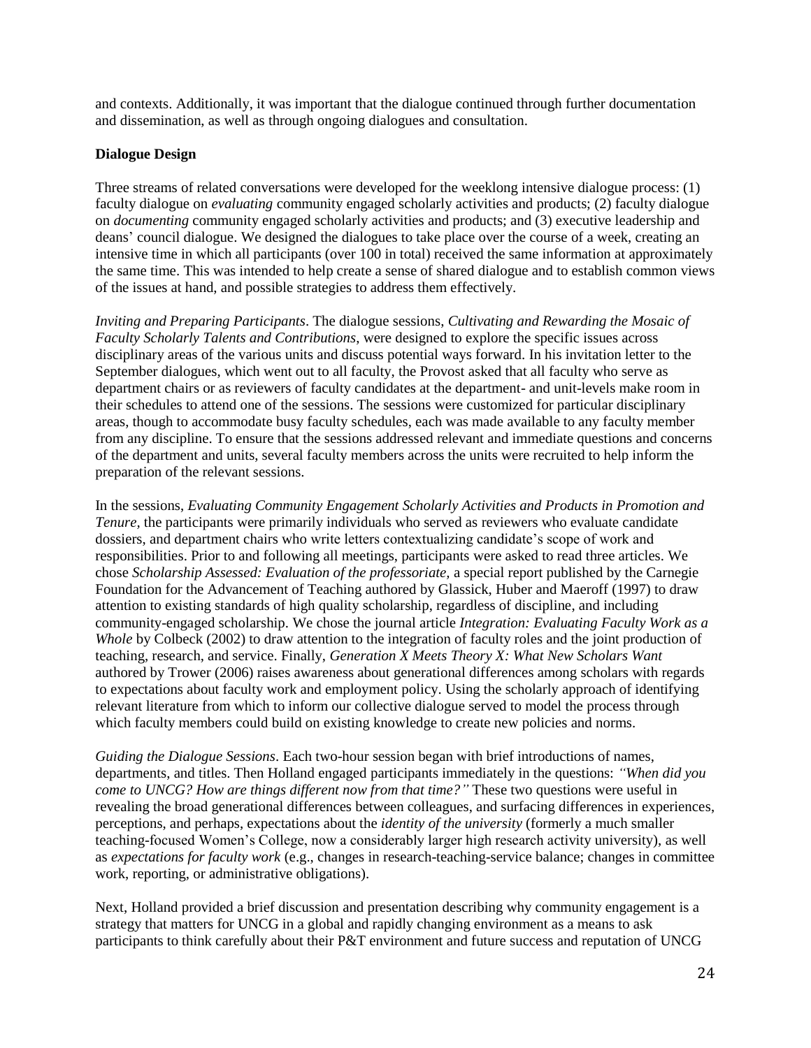and contexts. Additionally, it was important that the dialogue continued through further documentation and dissemination, as well as through ongoing dialogues and consultation.

**Dialogue Design**

Three streams of related conversations were developed for the weeklong intensive dialogue process: (1) faculty dialogue on *evaluating* community engaged scholarly activities and products; (2) faculty dialogue on *documenting* community engaged scholarly activities and products; and (3) executive leadership and deans' council dialogue. We designed the dialogues to take place over the course of a week, creating an intensive time in which all participants (over 100 in total) received the same information at approximately the same time. This was intended to help create a sense of shared dialogue and to establish common views of the issues at hand, and possible strategies to address them effectively.

*Inviting and Preparing Participants*. The dialogue sessions, *Cultivating and Rewarding the Mosaic of Faculty Scholarly Talents and Contributions*, were designed to explore the specific issues across disciplinary areas of the various units and discuss potential ways forward. In his invitation letter to the September dialogues, which went out to all faculty, the Provost asked that all faculty who serve as department chairs or as reviewers of faculty candidates at the department- and unit-levels make room in their schedules to attend one of the sessions. The sessions were customized for particular disciplinary areas, though to accommodate busy faculty schedules, each was made available to any faculty member from any discipline. To ensure that the sessions addressed relevant and immediate questions and concerns of the department and units, several faculty members across the units were recruited to help inform the preparation of the relevant sessions.

In the sessions, *Evaluating Community Engagement Scholarly Activities and Products in Promotion and Tenure*, the participants were primarily individuals who served as reviewers who evaluate candidate dossiers, and department chairs who write letters contextualizing candidate's scope of work and responsibilities. Prior to and following all meetings, participants were asked to read three articles. We chose *Scholarship Assessed: Evaluation of the professoriate*, a special report published by the Carnegie Foundation for the Advancement of Teaching authored by Glassick, Huber and Maeroff (1997) to draw attention to existing standards of high quality scholarship, regardless of discipline, and including community-engaged scholarship. We chose the journal article *Integration: Evaluating Faculty Work as a Whole* by Colbeck (2002) to draw attention to the integration of faculty roles and the joint production of teaching, research, and service. Finally, *Generation X Meets Theory X: What New Scholars Want* authored by Trower (2006) raises awareness about generational differences among scholars with regards to expectations about faculty work and employment policy. Using the scholarly approach of identifying relevant literature from which to inform our collective dialogue served to model the process through which faculty members could build on existing knowledge to create new policies and norms.

*Guiding the Dialogue Sessions*. Each two-hour session began with brief introductions of names, departments, and titles. Then Holland engaged participants immediately in the questions: *"When did you come to UNCG? How are things different now from that time?"* These two questions were useful in revealing the broad generational differences between colleagues, and surfacing differences in experiences, perceptions, and perhaps, expectations about the *identity of the university* (formerly a much smaller teaching-focused Women's College, now a considerably larger high research activity university), as well as *expectations for faculty work* (e.g., changes in research-teaching-service balance; changes in committee work, reporting, or administrative obligations).

Next, Holland provided a brief discussion and presentation describing why community engagement is a strategy that matters for UNCG in a global and rapidly changing environment as a means to ask participants to think carefully about their P&T environment and future success and reputation of UNCG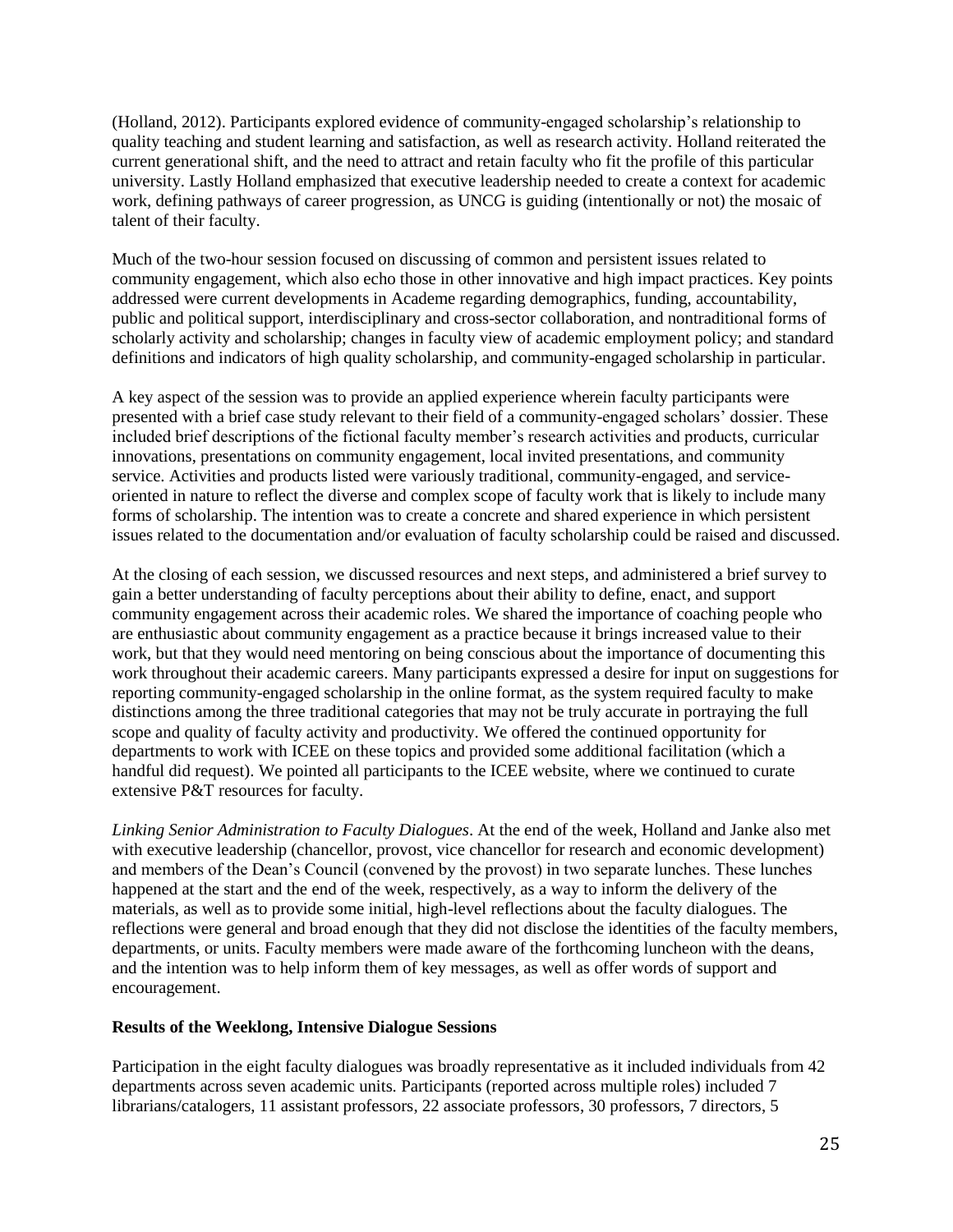(Holland, 2012). Participants explored evidence of community-engaged scholarship's relationship to quality teaching and student learning and satisfaction, as well as research activity. Holland reiterated the current generational shift, and the need to attract and retain faculty who fit the profile of this particular university. Lastly Holland emphasized that executive leadership needed to create a context for academic work, defining pathways of career progression, as UNCG is guiding (intentionally or not) the mosaic of talent of their faculty.

Much of the two-hour session focused on discussing of common and persistent issues related to community engagement, which also echo those in other innovative and high impact practices. Key points addressed were current developments in Academe regarding demographics, funding, accountability, public and political support, interdisciplinary and cross-sector collaboration, and nontraditional forms of scholarly activity and scholarship; changes in faculty view of academic employment policy; and standard definitions and indicators of high quality scholarship, and community-engaged scholarship in particular.

A key aspect of the session was to provide an applied experience wherein faculty participants were presented with a brief case study relevant to their field of a community-engaged scholars' dossier. These included brief descriptions of the fictional faculty member's research activities and products, curricular innovations, presentations on community engagement, local invited presentations, and community service. Activities and products listed were variously traditional, community-engaged, and service-oriented in nature to reflect the diverse and complex scope of faculty work that is likely to include many forms of scholarship. The intention was to create a concrete and shared experience in which persistent issues related to the documentation and/or evaluation of faculty scholarship could be raised and discussed.

At the closing of each session, we discussed resources and next steps, and administered a brief survey to gain a better understanding of faculty perceptions about their ability to define, enact, and support community engagement across their academic roles. We shared the importance of coaching people who are enthusiastic about community engagement as a practice because it brings increased value to their work, but that they would need mentoring on being conscious about the importance of documenting this work throughout their academic careers. Many participants expressed a desire for input on suggestions for reporting community-engaged scholarship in the online format, as the system required faculty to make distinctions among the three traditional categories that may not be truly accurate in portraying the full scope and quality of faculty activity and productivity. We offered the continued opportunity for departments to work with ICEE on these topics and provided some additional facilitation (which a handful did request). We pointed all participants to the ICEE website, where we continued to curate extensive P&T resources for faculty.

*Linking Senior Administration to Faculty Dialogues*. At the end of the week, Holland and Janke also met with executive leadership (chancellor, provost, vice chancellor for research and economic development) and members of the Dean's Council (convened by the provost) in two separate lunches. These lunches happened at the start and the end of the week, respectively, as a way to inform the delivery of the materials, as well as to provide some initial, high-level reflections about the faculty dialogues. The reflections were general and broad enough that they did not disclose the identities of the faculty members, departments, or units. Faculty members were made aware of the forthcoming luncheon with the deans, and the intention was to help inform them of key messages, as well as offer words of support and encouragement.

**Results of the Weeklong, Intensive Dialogue Sessions**

Participation in the eight faculty dialogues was broadly representative as it included individuals from 42 departments across seven academic units. Participants (reported across multiple roles) included 7 librarians/catalogers, 11 assistant professors, 22 associate professors, 30 professors, 7 directors, 5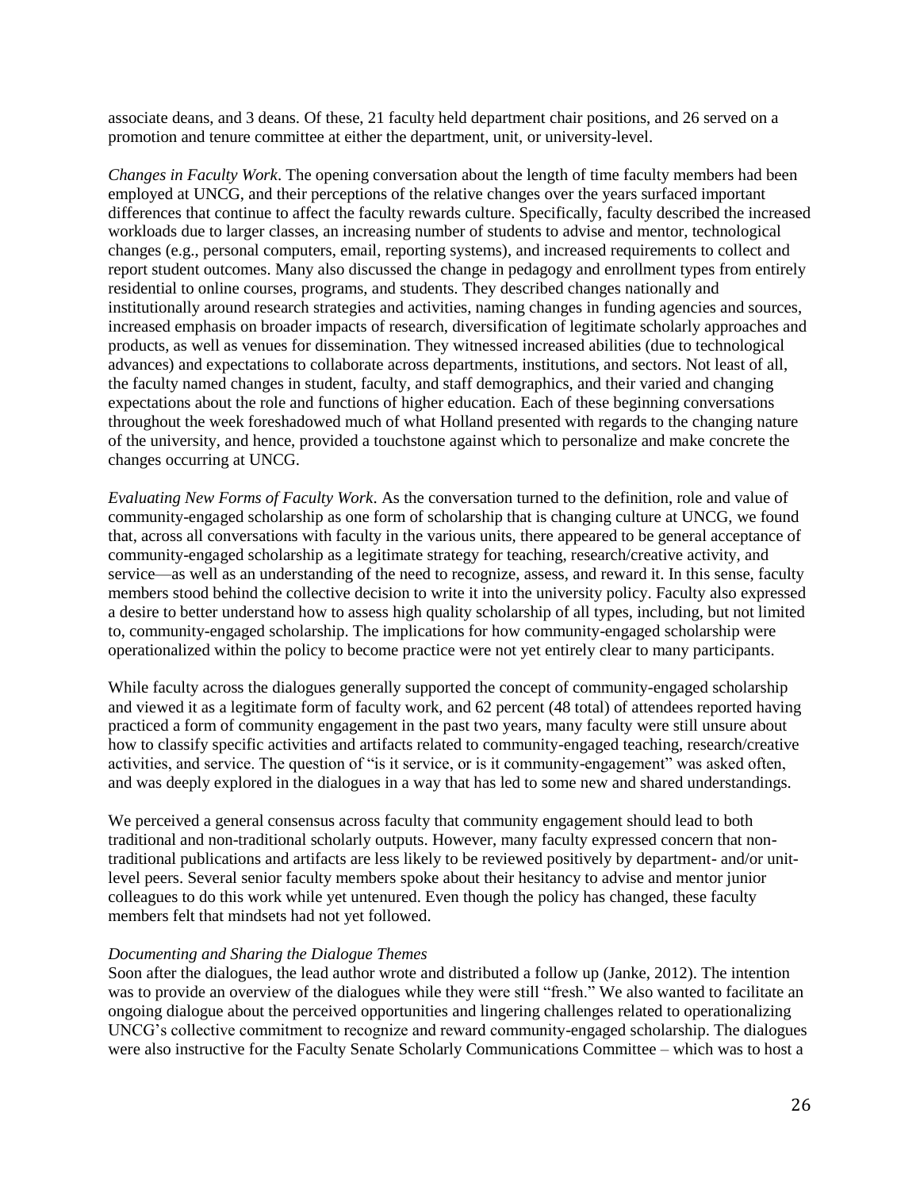associate deans, and 3 deans. Of these, 21 faculty held department chair positions, and 26 served on a promotion and tenure committee at either the department, unit, or university-level.

*Changes in Faculty Work*. The opening conversation about the length of time faculty members had been employed at UNCG, and their perceptions of the relative changes over the years surfaced important differences that continue to affect the faculty rewards culture. Specifically, faculty described the increased workloads due to larger classes, an increasing number of students to advise and mentor, technological changes (e.g., personal computers, email, reporting systems), and increased requirements to collect and report student outcomes. Many also discussed the change in pedagogy and enrollment types from entirely residential to online courses, programs, and students. They described changes nationally and institutionally around research strategies and activities, naming changes in funding agencies and sources, increased emphasis on broader impacts of research, diversification of legitimate scholarly approaches and products, as well as venues for dissemination. They witnessed increased abilities (due to technological advances) and expectations to collaborate across departments, institutions, and sectors. Not least of all, the faculty named changes in student, faculty, and staff demographics, and their varied and changing expectations about the role and functions of higher education. Each of these beginning conversations throughout the week foreshadowed much of what Holland presented with regards to the changing nature of the university, and hence, provided a touchstone against which to personalize and make concrete the changes occurring at UNCG.

*Evaluating New Forms of Faculty Work*. As the conversation turned to the definition, role and value of community-engaged scholarship as one form of scholarship that is changing culture at UNCG, we found that, across all conversations with faculty in the various units, there appeared to be general acceptance of community-engaged scholarship as a legitimate strategy for teaching, research/creative activity, and service—as well as an understanding of the need to recognize, assess, and reward it. In this sense, faculty members stood behind the collective decision to write it into the university policy. Faculty also expressed a desire to better understand how to assess high quality scholarship of all types, including, but not limited to, community-engaged scholarship. The implications for how community-engaged scholarship were operationalized within the policy to become practice were not yet entirely clear to many participants.

While faculty across the dialogues generally supported the concept of community-engaged scholarship and viewed it as a legitimate form of faculty work, and 62 percent (48 total) of attendees reported having practiced a form of community engagement in the past two years, many faculty were still unsure about how to classify specific activities and artifacts related to community-engaged teaching, research/creative activities, and service. The question of "is it service, or is it community-engagement" was asked often, and was deeply explored in the dialogues in a way that has led to some new and shared understandings.

We perceived a general consensus across faculty that community engagement should lead to both traditional and non-traditional scholarly outputs. However, many faculty expressed concern that non-traditional publications and artifacts are less likely to be reviewed positively by department- and/or unit-level peers. Several senior faculty members spoke about their hesitancy to advise and mentor junior colleagues to do this work while yet untenured. Even though the policy has changed, these faculty members felt that mindsets had not yet followed.

*Documenting and Sharing the Dialogue Themes*

Soon after the dialogues, the lead author wrote and distributed a follow up (Janke, 2012). The intention was to provide an overview of the dialogues while they were still "fresh." We also wanted to facilitate an ongoing dialogue about the perceived opportunities and lingering challenges related to operationalizing UNCG's collective commitment to recognize and reward community-engaged scholarship. The dialogues were also instructive for the Faculty Senate Scholarly Communications Committee – which was to host a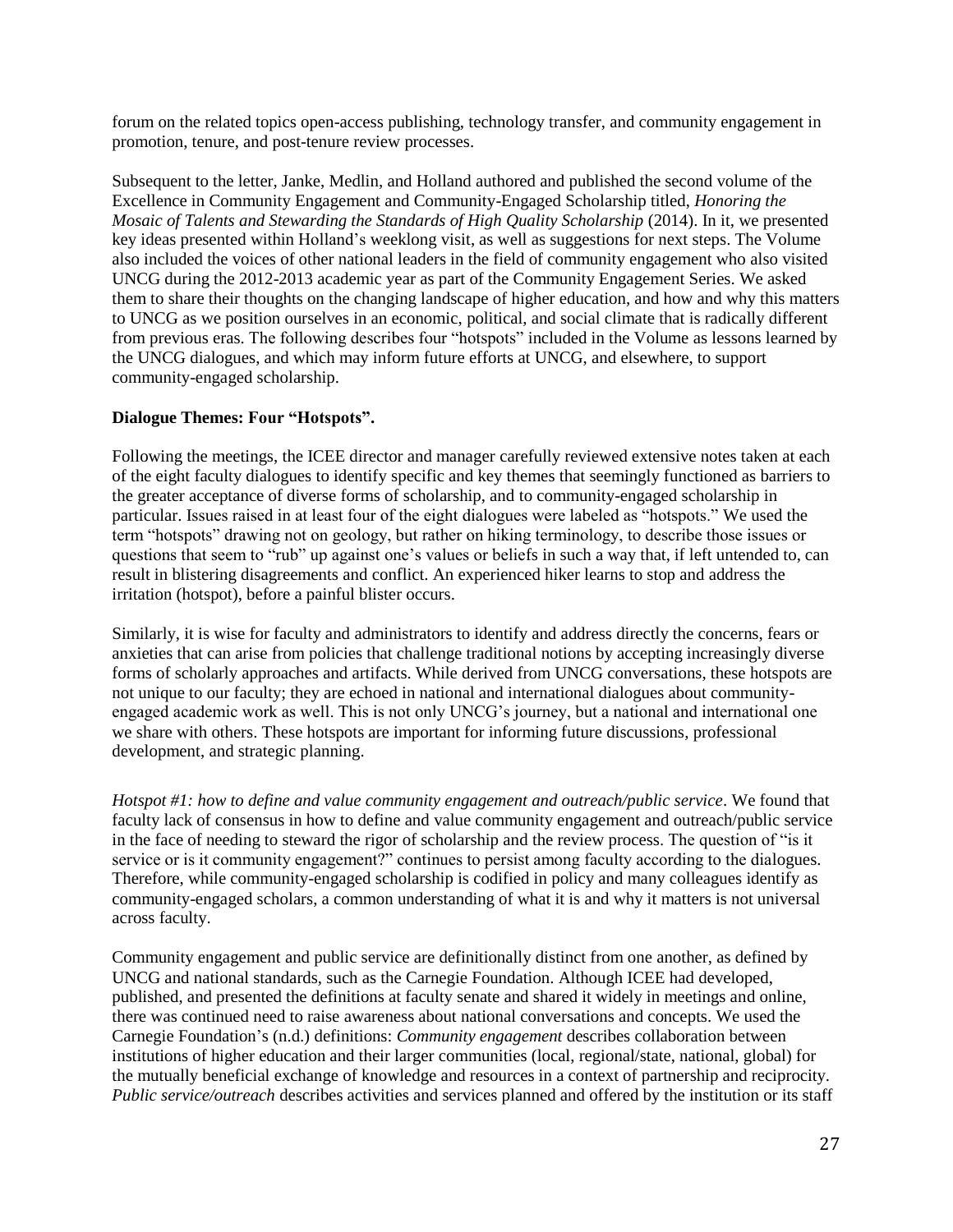forum on the related topics open-access publishing, technology transfer, and community engagement in promotion, tenure, and post-tenure review processes.

Subsequent to the letter, Janke, Medlin, and Holland authored and published the second volume of the Excellence in Community Engagement and Community-Engaged Scholarship titled, *Honoring the Mosaic of Talents and Stewarding the Standards of High Quality Scholarship* (2014). In it, we presented key ideas presented within Holland's weeklong visit, as well as suggestions for next steps. The Volume also included the voices of other national leaders in the field of community engagement who also visited UNCG during the 2012-2013 academic year as part of the Community Engagement Series. We asked them to share their thoughts on the changing landscape of higher education, and how and why this matters to UNCG as we position ourselves in an economic, political, and social climate that is radically different from previous eras. The following describes four "hotspots" included in the Volume as lessons learned by the UNCG dialogues, and which may inform future efforts at UNCG, and elsewhere, to support community-engaged scholarship.

**Dialogue Themes: Four "Hotspots".**

Following the meetings, the ICEE director and manager carefully reviewed extensive notes taken at each of the eight faculty dialogues to identify specific and key themes that seemingly functioned as barriers to the greater acceptance of diverse forms of scholarship, and to community-engaged scholarship in particular. Issues raised in at least four of the eight dialogues were labeled as "hotspots." We used the term "hotspots" drawing not on geology, but rather on hiking terminology, to describe those issues or questions that seem to "rub" up against one's values or beliefs in such a way that, if left untended to, can result in blistering disagreements and conflict. An experienced hiker learns to stop and address the irritation (hotspot), before a painful blister occurs.

Similarly, it is wise for faculty and administrators to identify and address directly the concerns, fears or anxieties that can arise from policies that challenge traditional notions by accepting increasingly diverse forms of scholarly approaches and artifacts. While derived from UNCG conversations, these hotspots are not unique to our faculty; they are echoed in national and international dialogues about community-engaged academic work as well. This is not only UNCG's journey, but a national and international one we share with others. These hotspots are important for informing future discussions, professional development, and strategic planning.

*Hotspot #1: how to define and value community engagement and outreach/public service*. We found that faculty lack of consensus in how to define and value community engagement and outreach/public service in the face of needing to steward the rigor of scholarship and the review process. The question of "is it service or is it community engagement?" continues to persist among faculty according to the dialogues. Therefore, while community-engaged scholarship is codified in policy and many colleagues identify as community-engaged scholars, a common understanding of what it is and why it matters is not universal across faculty.

Community engagement and public service are definitionally distinct from one another, as defined by UNCG and national standards, such as the Carnegie Foundation. Although ICEE had developed, published, and presented the definitions at faculty senate and shared it widely in meetings and online, there was continued need to raise awareness about national conversations and concepts. We used the Carnegie Foundation's (n.d.) definitions: *Community engagement* describes collaboration between institutions of higher education and their larger communities (local, regional/state, national, global) for the mutually beneficial exchange of knowledge and resources in a context of partnership and reciprocity. *Public service/outreach* describes activities and services planned and offered by the institution or its staff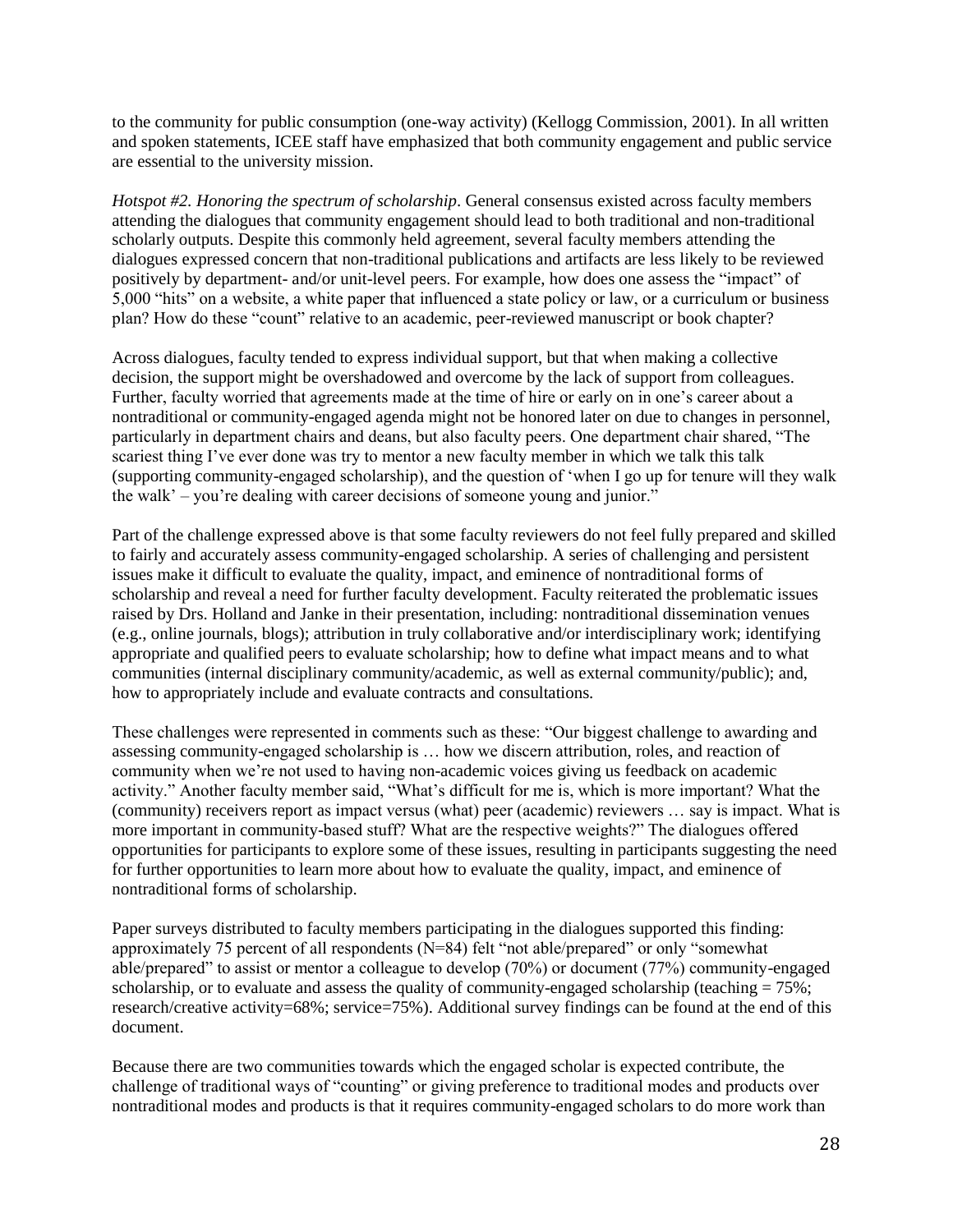to the community for public consumption (one-way activity) (Kellogg Commission, 2001). In all written and spoken statements, ICEE staff have emphasized that both community engagement and public service are essential to the university mission.

*Hotspot #2. Honoring the spectrum of scholarship*. General consensus existed across faculty members attending the dialogues that community engagement should lead to both traditional and non-traditional scholarly outputs. Despite this commonly held agreement, several faculty members attending the dialogues expressed concern that non-traditional publications and artifacts are less likely to be reviewed positively by department- and/or unit-level peers. For example, how does one assess the "impact" of 5,000 "hits" on a website, a white paper that influenced a state policy or law, or a curriculum or business plan? How do these "count" relative to an academic, peer-reviewed manuscript or book chapter?

Across dialogues, faculty tended to express individual support, but that when making a collective decision, the support might be overshadowed and overcome by the lack of support from colleagues. Further, faculty worried that agreements made at the time of hire or early on in one's career about a nontraditional or community-engaged agenda might not be honored later on due to changes in personnel, particularly in department chairs and deans, but also faculty peers. One department chair shared, "The scariest thing I've ever done was try to mentor a new faculty member in which we talk this talk (supporting community-engaged scholarship), and the question of 'when I go up for tenure will they walk the walk' – you're dealing with career decisions of someone young and junior."

Part of the challenge expressed above is that some faculty reviewers do not feel fully prepared and skilled to fairly and accurately assess community-engaged scholarship. A series of challenging and persistent issues make it difficult to evaluate the quality, impact, and eminence of nontraditional forms of scholarship and reveal a need for further faculty development. Faculty reiterated the problematic issues raised by Drs. Holland and Janke in their presentation, including: nontraditional dissemination venues (e.g., online journals, blogs); attribution in truly collaborative and/or interdisciplinary work; identifying appropriate and qualified peers to evaluate scholarship; how to define what impact means and to what communities (internal disciplinary community/academic, as well as external community/public); and, how to appropriately include and evaluate contracts and consultations.

These challenges were represented in comments such as these: "Our biggest challenge to awarding and assessing community-engaged scholarship is … how we discern attribution, roles, and reaction of community when we're not used to having non-academic voices giving us feedback on academic activity." Another faculty member said, "What's difficult for me is, which is more important? What the (community) receivers report as impact versus (what) peer (academic) reviewers … say is impact. What is more important in community-based stuff? What are the respective weights?" The dialogues offered opportunities for participants to explore some of these issues, resulting in participants suggesting the need for further opportunities to learn more about how to evaluate the quality, impact, and eminence of nontraditional forms of scholarship.

Paper surveys distributed to faculty members participating in the dialogues supported this finding: approximately 75 percent of all respondents (N=84) felt "not able/prepared" or only "somewhat able/prepared" to assist or mentor a colleague to develop (70%) or document (77%) community-engaged scholarship, or to evaluate and assess the quality of community-engaged scholarship (teaching = 75%; research/creative activity=68%; service=75%). Additional survey findings can be found at the end of this document.

Because there are two communities towards which the engaged scholar is expected contribute, the challenge of traditional ways of "counting" or giving preference to traditional modes and products over nontraditional modes and products is that it requires community-engaged scholars to do more work than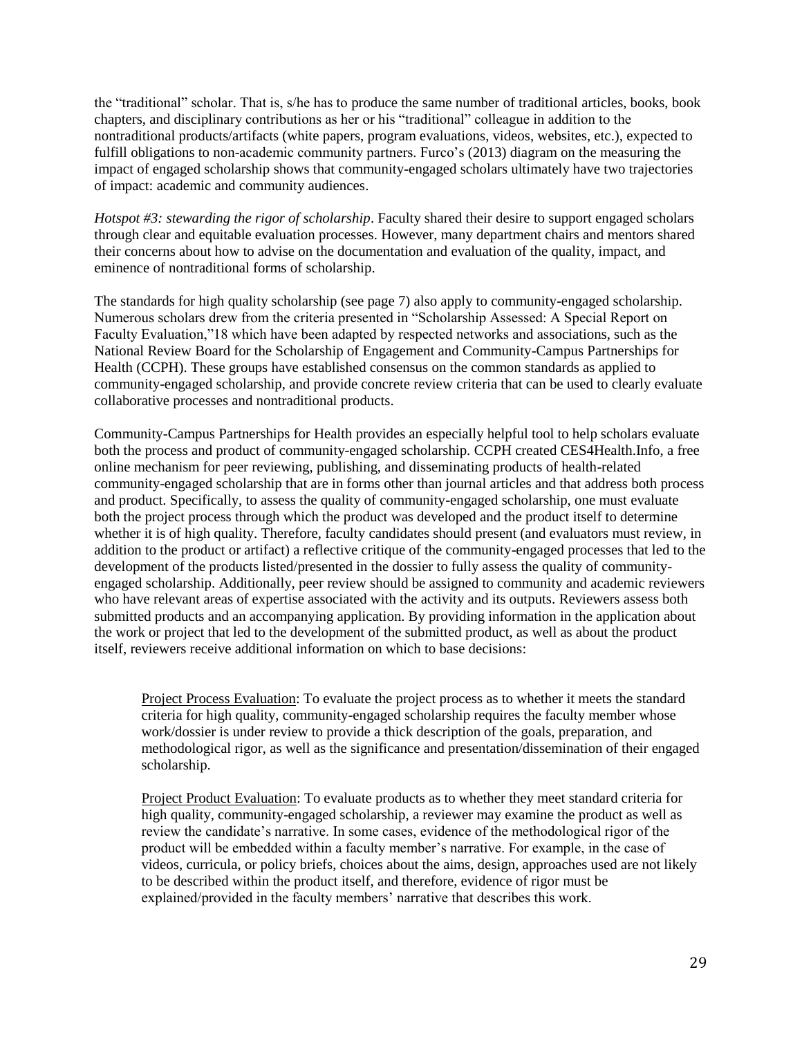the "traditional" scholar. That is, s/he has to produce the same number of traditional articles, books, book chapters, and disciplinary contributions as her or his "traditional" colleague in addition to the nontraditional products/artifacts (white papers, program evaluations, videos, websites, etc.), expected to fulfill obligations to non-academic community partners. Furco's (2013) diagram on the measuring the impact of engaged scholarship shows that community-engaged scholars ultimately have two trajectories of impact: academic and community audiences.

*Hotspot #3: stewarding the rigor of scholarship*. Faculty shared their desire to support engaged scholars through clear and equitable evaluation processes. However, many department chairs and mentors shared their concerns about how to advise on the documentation and evaluation of the quality, impact, and eminence of nontraditional forms of scholarship.

The standards for high quality scholarship (see page 7) also apply to community-engaged scholarship. Numerous scholars drew from the criteria presented in "Scholarship Assessed: A Special Report on Faculty Evaluation,"18 which have been adapted by respected networks and associations, such as the National Review Board for the Scholarship of Engagement and Community-Campus Partnerships for Health (CCPH). These groups have established consensus on the common standards as applied to community-engaged scholarship, and provide concrete review criteria that can be used to clearly evaluate collaborative processes and nontraditional products.

Community-Campus Partnerships for Health provides an especially helpful tool to help scholars evaluate both the process and product of community-engaged scholarship. CCPH created CES4Health.Info, a free online mechanism for peer reviewing, publishing, and disseminating products of health-related community-engaged scholarship that are in forms other than journal articles and that address both process and product. Specifically, to assess the quality of community-engaged scholarship, one must evaluate both the project process through which the product was developed and the product itself to determine whether it is of high quality. Therefore, faculty candidates should present (and evaluators must review, in addition to the product or artifact) a reflective critique of the community-engaged processes that led to the development of the products listed/presented in the dossier to fully assess the quality of community-engaged scholarship. Additionally, peer review should be assigned to community and academic reviewers who have relevant areas of expertise associated with the activity and its outputs. Reviewers assess both submitted products and an accompanying application. By providing information in the application about the work or project that led to the development of the submitted product, as well as about the product itself, reviewers receive additional information on which to base decisions:

> Project Process Evaluation: To evaluate the project process as to whether it meets the standard criteria for high quality, community-engaged scholarship requires the faculty member whose work/dossier is under review to provide a thick description of the goals, preparation, and methodological rigor, as well as the significance and presentation/dissemination of their engaged scholarship.
>
> Project Product Evaluation: To evaluate products as to whether they meet standard criteria for high quality, community-engaged scholarship, a reviewer may examine the product as well as review the candidate's narrative. In some cases, evidence of the methodological rigor of the product will be embedded within a faculty member's narrative. For example, in the case of videos, curricula, or policy briefs, choices about the aims, design, approaches used are not likely to be described within the product itself, and therefore, evidence of rigor must be explained/provided in the faculty members' narrative that describes this work.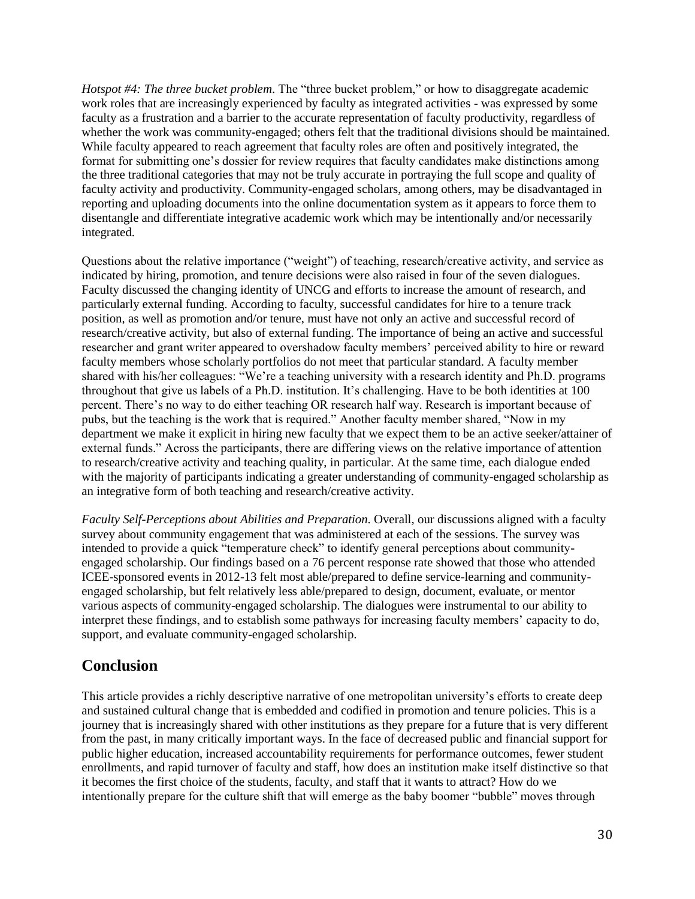*Hotspot #4: The three bucket problem*. The "three bucket problem," or how to disaggregate academic work roles that are increasingly experienced by faculty as integrated activities - was expressed by some faculty as a frustration and a barrier to the accurate representation of faculty productivity, regardless of whether the work was community-engaged; others felt that the traditional divisions should be maintained. While faculty appeared to reach agreement that faculty roles are often and positively integrated, the format for submitting one's dossier for review requires that faculty candidates make distinctions among the three traditional categories that may not be truly accurate in portraying the full scope and quality of faculty activity and productivity. Community-engaged scholars, among others, may be disadvantaged in reporting and uploading documents into the online documentation system as it appears to force them to disentangle and differentiate integrative academic work which may be intentionally and/or necessarily integrated.

Questions about the relative importance ("weight") of teaching, research/creative activity, and service as indicated by hiring, promotion, and tenure decisions were also raised in four of the seven dialogues. Faculty discussed the changing identity of UNCG and efforts to increase the amount of research, and particularly external funding. According to faculty, successful candidates for hire to a tenure track position, as well as promotion and/or tenure, must have not only an active and successful record of research/creative activity, but also of external funding. The importance of being an active and successful researcher and grant writer appeared to overshadow faculty members' perceived ability to hire or reward faculty members whose scholarly portfolios do not meet that particular standard. A faculty member shared with his/her colleagues: "We're a teaching university with a research identity and Ph.D. programs throughout that give us labels of a Ph.D. institution. It's challenging. Have to be both identities at 100 percent. There's no way to do either teaching OR research half way. Research is important because of pubs, but the teaching is the work that is required." Another faculty member shared, "Now in my department we make it explicit in hiring new faculty that we expect them to be an active seeker/attainer of external funds." Across the participants, there are differing views on the relative importance of attention to research/creative activity and teaching quality, in particular. At the same time, each dialogue ended with the majority of participants indicating a greater understanding of community-engaged scholarship as an integrative form of both teaching and research/creative activity.

*Faculty Self-Perceptions about Abilities and Preparation.* Overall, our discussions aligned with a faculty survey about community engagement that was administered at each of the sessions. The survey was intended to provide a quick "temperature check" to identify general perceptions about community-engaged scholarship. Our findings based on a 76 percent response rate showed that those who attended ICEE-sponsored events in 2012-13 felt most able/prepared to define service-learning and community-engaged scholarship, but felt relatively less able/prepared to design, document, evaluate, or mentor various aspects of community-engaged scholarship. The dialogues were instrumental to our ability to interpret these findings, and to establish some pathways for increasing faculty members' capacity to do, support, and evaluate community-engaged scholarship.

## Conclusion

This article provides a richly descriptive narrative of one metropolitan university's efforts to create deep and sustained cultural change that is embedded and codified in promotion and tenure policies. This is a journey that is increasingly shared with other institutions as they prepare for a future that is very different from the past, in many critically important ways. In the face of decreased public and financial support for public higher education, increased accountability requirements for performance outcomes, fewer student enrollments, and rapid turnover of faculty and staff, how does an institution make itself distinctive so that it becomes the first choice of the students, faculty, and staff that it wants to attract? How do we intentionally prepare for the culture shift that will emerge as the baby boomer "bubble" moves through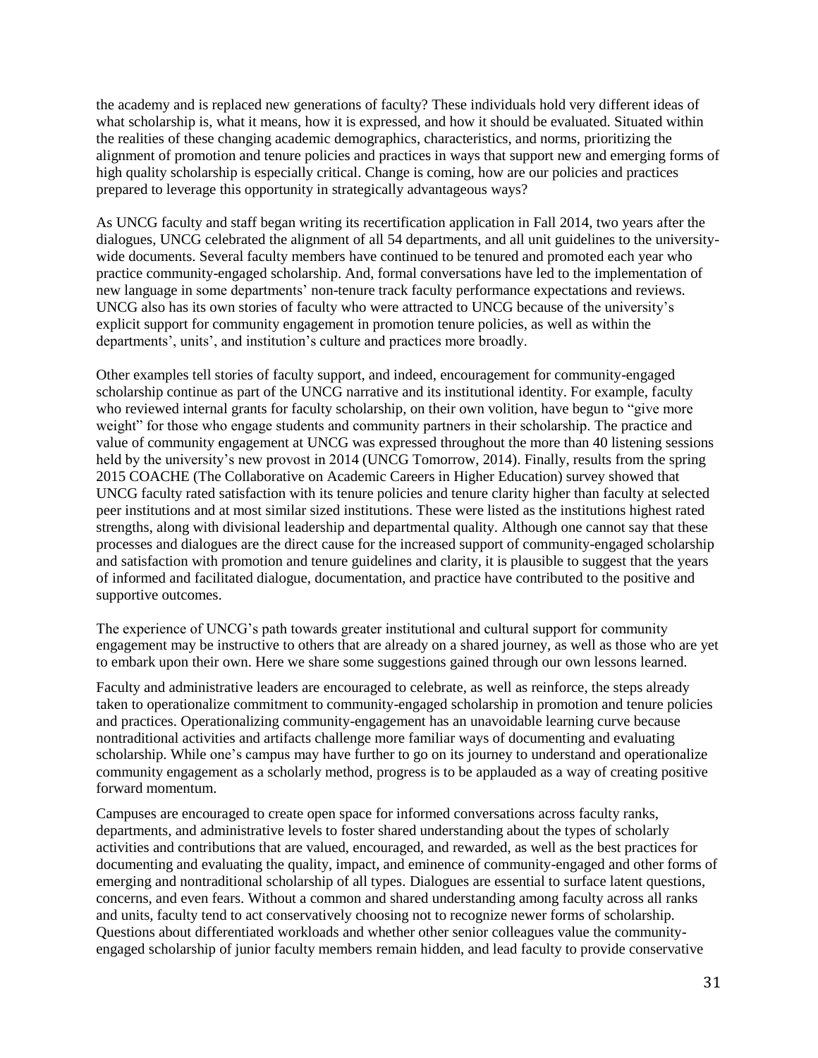the academy and is replaced new generations of faculty? These individuals hold very different ideas of what scholarship is, what it means, how it is expressed, and how it should be evaluated. Situated within the realities of these changing academic demographics, characteristics, and norms, prioritizing the alignment of promotion and tenure policies and practices in ways that support new and emerging forms of high quality scholarship is especially critical. Change is coming, how are our policies and practices prepared to leverage this opportunity in strategically advantageous ways?

As UNCG faculty and staff began writing its recertification application in Fall 2014, two years after the dialogues, UNCG celebrated the alignment of all 54 departments, and all unit guidelines to the university-wide documents. Several faculty members have continued to be tenured and promoted each year who practice community-engaged scholarship. And, formal conversations have led to the implementation of new language in some departments' non-tenure track faculty performance expectations and reviews. UNCG also has its own stories of faculty who were attracted to UNCG because of the university's explicit support for community engagement in promotion tenure policies, as well as within the departments', units', and institution's culture and practices more broadly.

Other examples tell stories of faculty support, and indeed, encouragement for community-engaged scholarship continue as part of the UNCG narrative and its institutional identity. For example, faculty who reviewed internal grants for faculty scholarship, on their own volition, have begun to "give more weight" for those who engage students and community partners in their scholarship. The practice and value of community engagement at UNCG was expressed throughout the more than 40 listening sessions held by the university's new provost in 2014 (UNCG Tomorrow, 2014). Finally, results from the spring 2015 COACHE (The Collaborative on Academic Careers in Higher Education) survey showed that UNCG faculty rated satisfaction with its tenure policies and tenure clarity higher than faculty at selected peer institutions and at most similar sized institutions. These were listed as the institutions highest rated strengths, along with divisional leadership and departmental quality. Although one cannot say that these processes and dialogues are the direct cause for the increased support of community-engaged scholarship and satisfaction with promotion and tenure guidelines and clarity, it is plausible to suggest that the years of informed and facilitated dialogue, documentation, and practice have contributed to the positive and supportive outcomes.

The experience of UNCG's path towards greater institutional and cultural support for community engagement may be instructive to others that are already on a shared journey, as well as those who are yet to embark upon their own. Here we share some suggestions gained through our own lessons learned.

Faculty and administrative leaders are encouraged to celebrate, as well as reinforce, the steps already taken to operationalize commitment to community-engaged scholarship in promotion and tenure policies and practices. Operationalizing community-engagement has an unavoidable learning curve because nontraditional activities and artifacts challenge more familiar ways of documenting and evaluating scholarship. While one's campus may have further to go on its journey to understand and operationalize community engagement as a scholarly method, progress is to be applauded as a way of creating positive forward momentum.

Campuses are encouraged to create open space for informed conversations across faculty ranks, departments, and administrative levels to foster shared understanding about the types of scholarly activities and contributions that are valued, encouraged, and rewarded, as well as the best practices for documenting and evaluating the quality, impact, and eminence of community-engaged and other forms of emerging and nontraditional scholarship of all types. Dialogues are essential to surface latent questions, concerns, and even fears. Without a common and shared understanding among faculty across all ranks and units, faculty tend to act conservatively choosing not to recognize newer forms of scholarship. Questions about differentiated workloads and whether other senior colleagues value the community-engaged scholarship of junior faculty members remain hidden, and lead faculty to provide conservative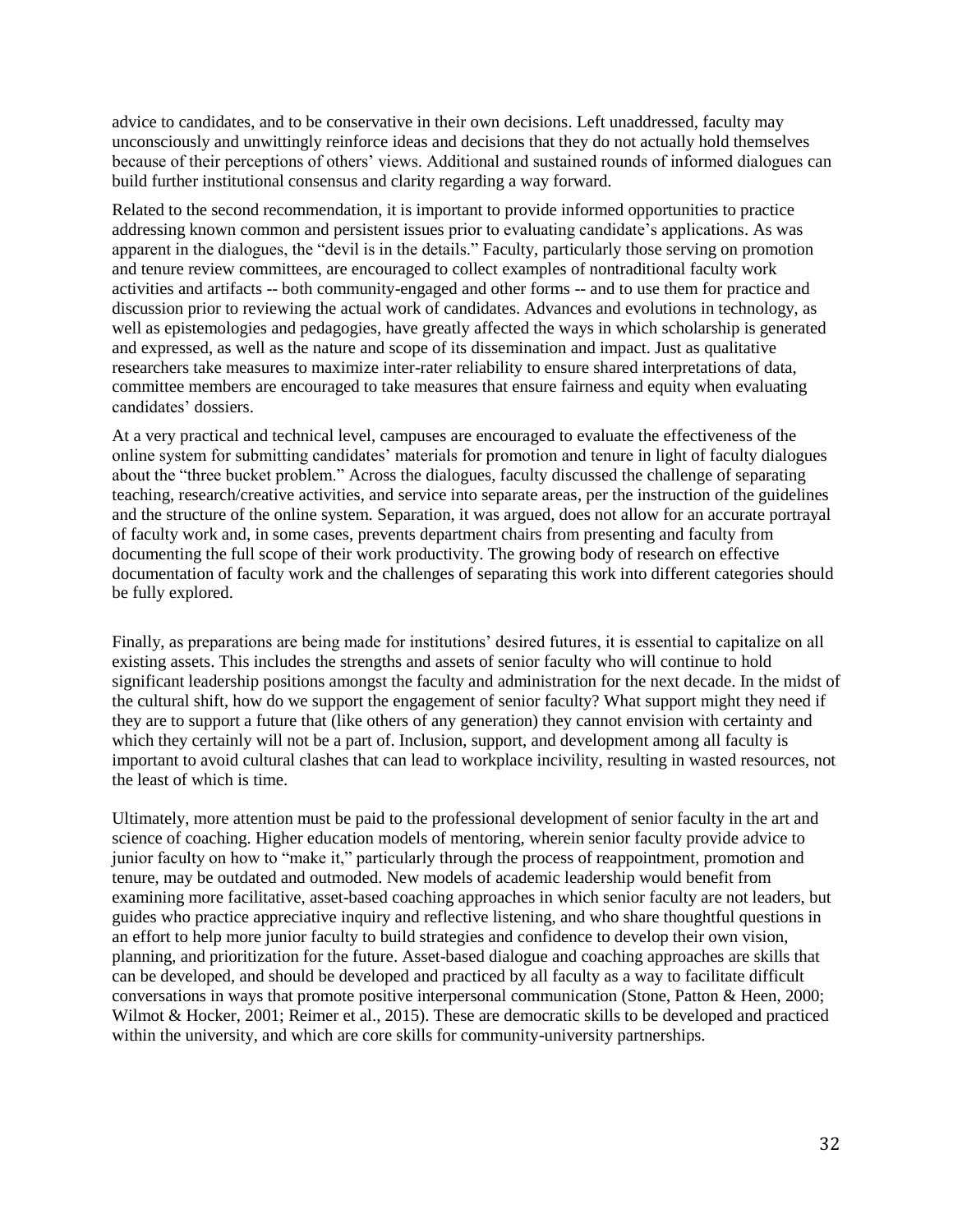advice to candidates, and to be conservative in their own decisions. Left unaddressed, faculty may unconsciously and unwittingly reinforce ideas and decisions that they do not actually hold themselves because of their perceptions of others' views. Additional and sustained rounds of informed dialogues can build further institutional consensus and clarity regarding a way forward.

Related to the second recommendation, it is important to provide informed opportunities to practice addressing known common and persistent issues prior to evaluating candidate's applications. As was apparent in the dialogues, the "devil is in the details." Faculty, particularly those serving on promotion and tenure review committees, are encouraged to collect examples of nontraditional faculty work activities and artifacts -- both community-engaged and other forms -- and to use them for practice and discussion prior to reviewing the actual work of candidates. Advances and evolutions in technology, as well as epistemologies and pedagogies, have greatly affected the ways in which scholarship is generated and expressed, as well as the nature and scope of its dissemination and impact. Just as qualitative researchers take measures to maximize inter-rater reliability to ensure shared interpretations of data, committee members are encouraged to take measures that ensure fairness and equity when evaluating candidates' dossiers.

At a very practical and technical level, campuses are encouraged to evaluate the effectiveness of the online system for submitting candidates' materials for promotion and tenure in light of faculty dialogues about the "three bucket problem." Across the dialogues, faculty discussed the challenge of separating teaching, research/creative activities, and service into separate areas, per the instruction of the guidelines and the structure of the online system. Separation, it was argued, does not allow for an accurate portrayal of faculty work and, in some cases, prevents department chairs from presenting and faculty from documenting the full scope of their work productivity. The growing body of research on effective documentation of faculty work and the challenges of separating this work into different categories should be fully explored.

Finally, as preparations are being made for institutions' desired futures, it is essential to capitalize on all existing assets. This includes the strengths and assets of senior faculty who will continue to hold significant leadership positions amongst the faculty and administration for the next decade. In the midst of the cultural shift, how do we support the engagement of senior faculty? What support might they need if they are to support a future that (like others of any generation) they cannot envision with certainty and which they certainly will not be a part of. Inclusion, support, and development among all faculty is important to avoid cultural clashes that can lead to workplace incivility, resulting in wasted resources, not the least of which is time.

Ultimately, more attention must be paid to the professional development of senior faculty in the art and science of coaching. Higher education models of mentoring, wherein senior faculty provide advice to junior faculty on how to "make it," particularly through the process of reappointment, promotion and tenure, may be outdated and outmoded. New models of academic leadership would benefit from examining more facilitative, asset-based coaching approaches in which senior faculty are not leaders, but guides who practice appreciative inquiry and reflective listening, and who share thoughtful questions in an effort to help more junior faculty to build strategies and confidence to develop their own vision, planning, and prioritization for the future. Asset-based dialogue and coaching approaches are skills that can be developed, and should be developed and practiced by all faculty as a way to facilitate difficult conversations in ways that promote positive interpersonal communication (Stone, Patton & Heen, 2000; Wilmot & Hocker, 2001; Reimer et al., 2015). These are democratic skills to be developed and practiced within the university, and which are core skills for community-university partnerships.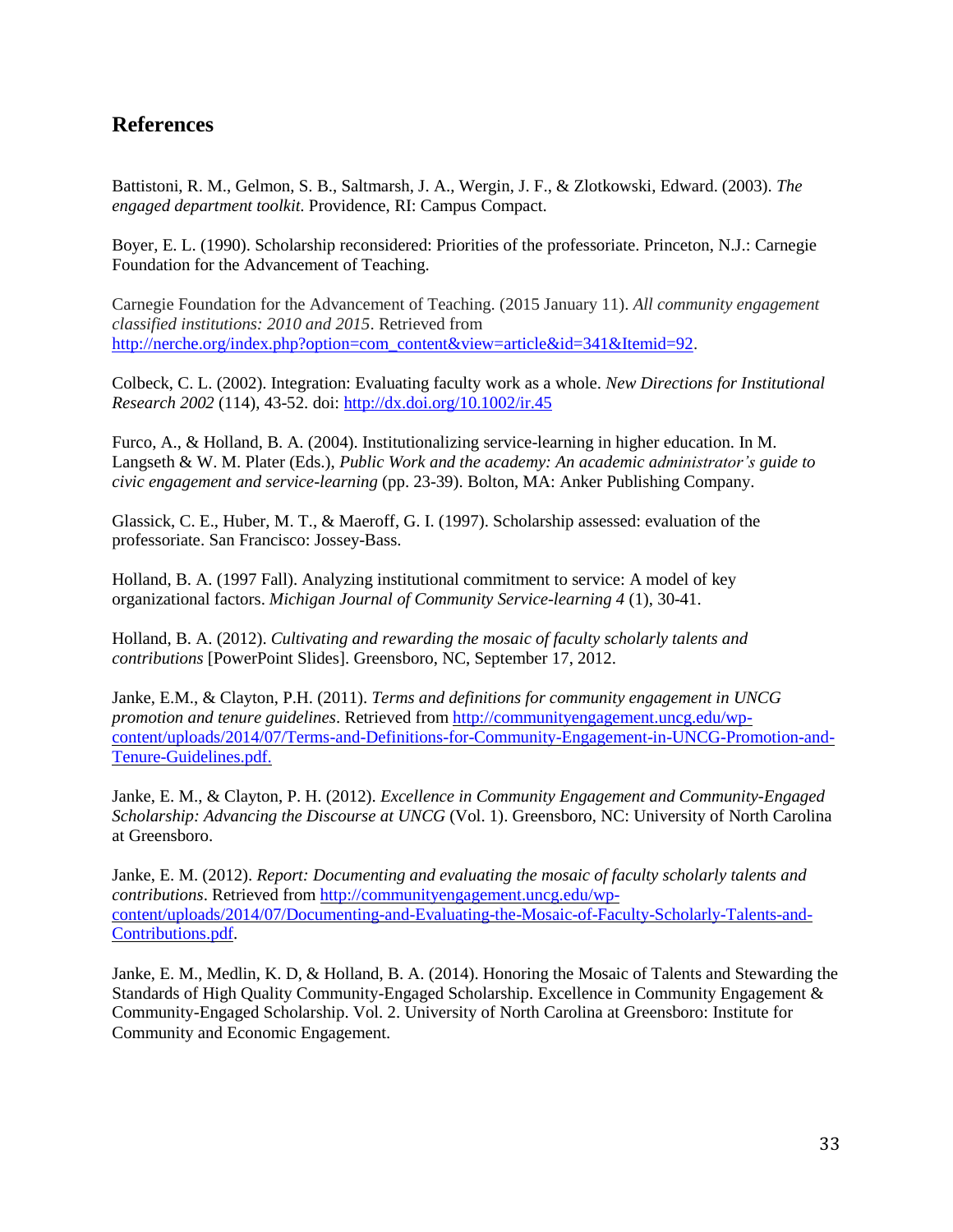## References

Battistoni, R. M., Gelmon, S. B., Saltmarsh, J. A., Wergin, J. F., & Zlotkowski, Edward. (2003). *The engaged department toolkit.* Providence, RI: Campus Compact.

Boyer, E. L. (1990). Scholarship reconsidered: Priorities of the professoriate. Princeton, N.J.: Carnegie Foundation for the Advancement of Teaching.

Carnegie Foundation for the Advancement of Teaching. (2015 January 11). *All community engagement classified institutions: 2010 and 2015*. Retrieved from http://nerche.org/index.php?option=com_content&view=article&id=341&Itemid=92.

Colbeck, C. L. (2002). Integration: Evaluating faculty work as a whole. *New Directions for Institutional Research 2002* (114), 43-52. doi: http://dx.doi.org/10.1002/ir.45

Furco, A., & Holland, B. A. (2004). Institutionalizing service-learning in higher education. In M. Langseth & W. M. Plater (Eds.), *Public Work and the academy: An academic administrator's guide to civic engagement and service-learning* (pp. 23-39). Bolton, MA: Anker Publishing Company.

Glassick, C. E., Huber, M. T., & Maeroff, G. I. (1997). Scholarship assessed: evaluation of the professoriate. San Francisco: Jossey-Bass.

Holland, B. A. (1997 Fall). Analyzing institutional commitment to service: A model of key organizational factors. *Michigan Journal of Community Service-learning 4* (1), 30-41.

Holland, B. A. (2012). *Cultivating and rewarding the mosaic of faculty scholarly talents and contributions* [PowerPoint Slides]. Greensboro, NC, September 17, 2012.

Janke, E.M., & Clayton, P.H. (2011). *Terms and definitions for community engagement in UNCG promotion and tenure guidelines*. Retrieved from http://communityengagement.uncg.edu/wp-content/uploads/2014/07/Terms-and-Definitions-for-Community-Engagement-in-UNCG-Promotion-and-Tenure-Guidelines.pdf.

Janke, E. M., & Clayton, P. H. (2012). *Excellence in Community Engagement and Community-Engaged Scholarship: Advancing the Discourse at UNCG* (Vol. 1). Greensboro, NC: University of North Carolina at Greensboro.

Janke, E. M. (2012). *Report: Documenting and evaluating the mosaic of faculty scholarly talents and contributions*. Retrieved from http://communityengagement.uncg.edu/wp-content/uploads/2014/07/Documenting-and-Evaluating-the-Mosaic-of-Faculty-Scholarly-Talents-and-Contributions.pdf.

Janke, E. M., Medlin, K. D, & Holland, B. A. (2014). Honoring the Mosaic of Talents and Stewarding the Standards of High Quality Community-Engaged Scholarship. Excellence in Community Engagement & Community-Engaged Scholarship. Vol. 2. University of North Carolina at Greensboro: Institute for Community and Economic Engagement.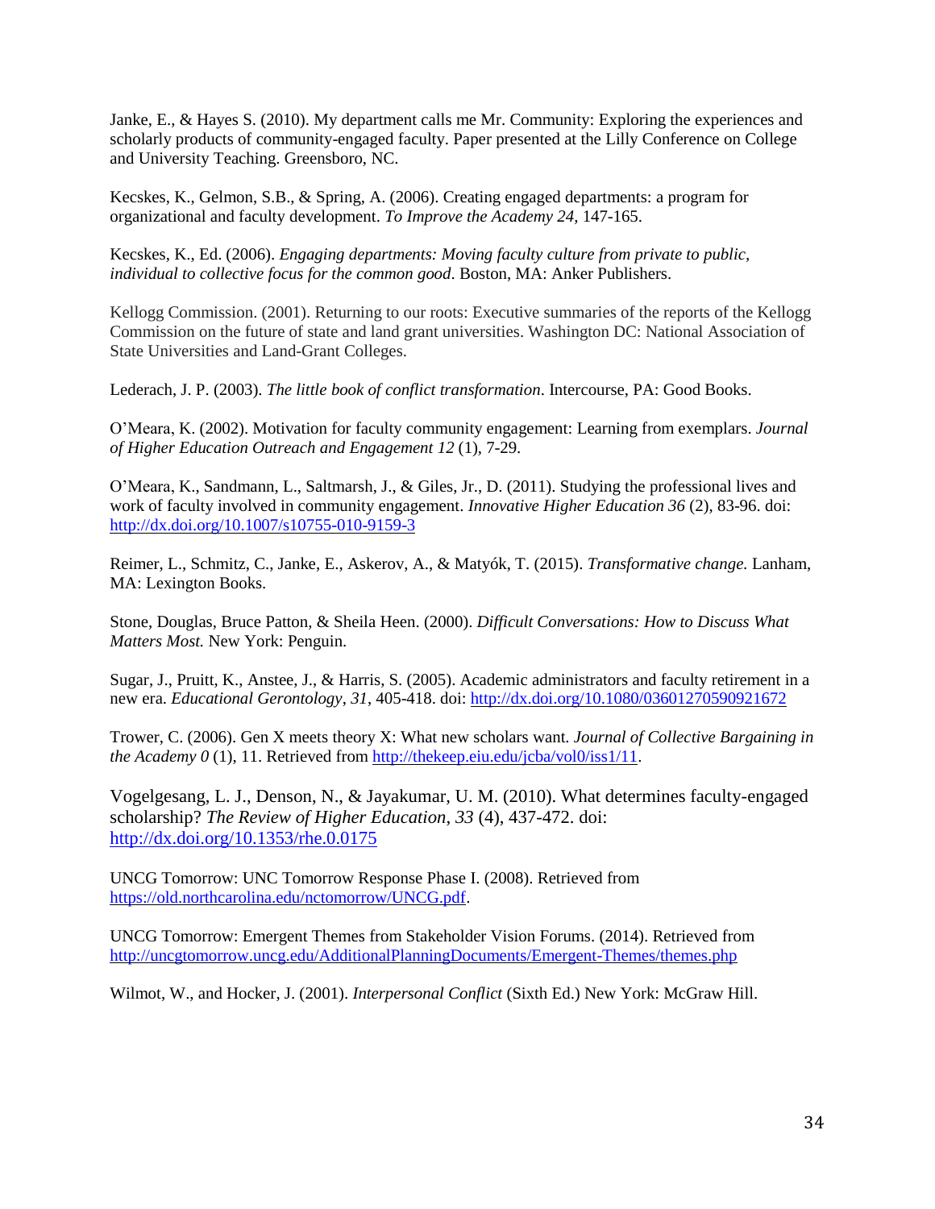Janke, E., & Hayes S. (2010). My department calls me Mr. Community: Exploring the experiences and scholarly products of community-engaged faculty. Paper presented at the Lilly Conference on College and University Teaching. Greensboro, NC.

Kecskes, K., Gelmon, S.B., & Spring, A. (2006). Creating engaged departments: a program for organizational and faculty development. *To Improve the Academy 24*, 147-165.

Kecskes, K., Ed. (2006). *Engaging departments: Moving faculty culture from private to public, individual to collective focus for the common good*. Boston, MA: Anker Publishers.

Kellogg Commission. (2001). Returning to our roots: Executive summaries of the reports of the Kellogg Commission on the future of state and land grant universities. Washington DC: National Association of State Universities and Land-Grant Colleges.

Lederach, J. P. (2003). *The little book of conflict transformation*. Intercourse, PA: Good Books.

O'Meara, K. (2002). Motivation for faculty community engagement: Learning from exemplars. *Journal of Higher Education Outreach and Engagement 12* (1), 7-29.

O'Meara, K., Sandmann, L., Saltmarsh, J., & Giles, Jr., D. (2011). Studying the professional lives and work of faculty involved in community engagement. *Innovative Higher Education 36* (2), 83-96. doi: http://dx.doi.org/10.1007/s10755-010-9159-3

Reimer, L., Schmitz, C., Janke, E., Askerov, A., & Matyók, T. (2015). *Transformative change.* Lanham, MA: Lexington Books.

Stone, Douglas, Bruce Patton, & Sheila Heen. (2000). *Difficult Conversations: How to Discuss What Matters Most.* New York: Penguin.

Sugar, J., Pruitt, K., Anstee, J., & Harris, S. (2005). Academic administrators and faculty retirement in a new era. *Educational Gerontology*, *31*, 405-418. doi: http://dx.doi.org/10.1080/03601270590921672

Trower, C. (2006). Gen X meets theory X: What new scholars want. *Journal of Collective Bargaining in the Academy 0* (1), 11. Retrieved from http://thekeep.eiu.edu/jcba/vol0/iss1/11.

Vogelgesang, L. J., Denson, N., & Jayakumar, U. M. (2010). What determines faculty-engaged scholarship? *The Review of Higher Education*, *33* (4), 437-472. doi: http://dx.doi.org/10.1353/rhe.0.0175

UNCG Tomorrow: UNC Tomorrow Response Phase I. (2008). Retrieved from https://old.northcarolina.edu/nctomorrow/UNCG.pdf.

UNCG Tomorrow: Emergent Themes from Stakeholder Vision Forums. (2014). Retrieved from http://uncgtomorrow.uncg.edu/AdditionalPlanningDocuments/Emergent-Themes/themes.php

Wilmot, W., and Hocker, J. (2001). *Interpersonal Conflict* (Sixth Ed.) New York: McGraw Hill.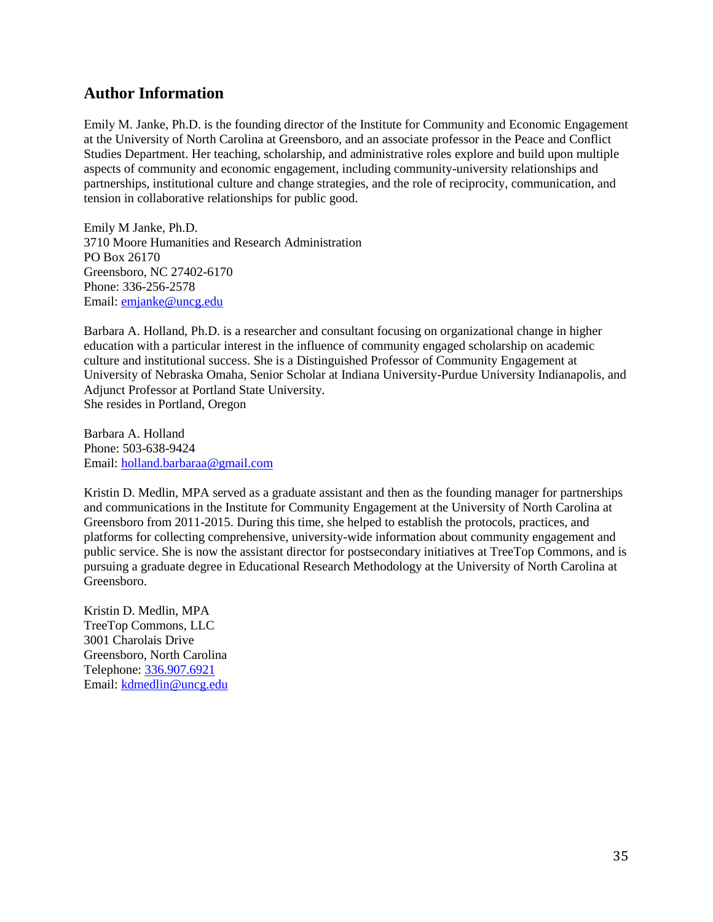## Author Information

Emily M. Janke, Ph.D. is the founding director of the Institute for Community and Economic Engagement at the University of North Carolina at Greensboro, and an associate professor in the Peace and Conflict Studies Department. Her teaching, scholarship, and administrative roles explore and build upon multiple aspects of community and economic engagement, including community-university relationships and partnerships, institutional culture and change strategies, and the role of reciprocity, communication, and tension in collaborative relationships for public good.

Emily M Janke, Ph.D.
3710 Moore Humanities and Research Administration
PO Box 26170
Greensboro, NC 27402-6170
Phone: 336-256-2578
Email: emjanke@uncg.edu

Barbara A. Holland, Ph.D. is a researcher and consultant focusing on organizational change in higher education with a particular interest in the influence of community engaged scholarship on academic culture and institutional success. She is a Distinguished Professor of Community Engagement at University of Nebraska Omaha, Senior Scholar at Indiana University-Purdue University Indianapolis, and Adjunct Professor at Portland State University.
She resides in Portland, Oregon

Barbara A. Holland
Phone: 503-638-9424
Email: holland.barbaraa@gmail.com

Kristin D. Medlin, MPA served as a graduate assistant and then as the founding manager for partnerships and communications in the Institute for Community Engagement at the University of North Carolina at Greensboro from 2011-2015. During this time, she helped to establish the protocols, practices, and platforms for collecting comprehensive, university-wide information about community engagement and public service. She is now the assistant director for postsecondary initiatives at TreeTop Commons, and is pursuing a graduate degree in Educational Research Methodology at the University of North Carolina at Greensboro.

Kristin D. Medlin, MPA
TreeTop Commons, LLC
3001 Charolais Drive
Greensboro, North Carolina
Telephone: 336.907.6921
Email: kdmedlin@uncg.edu